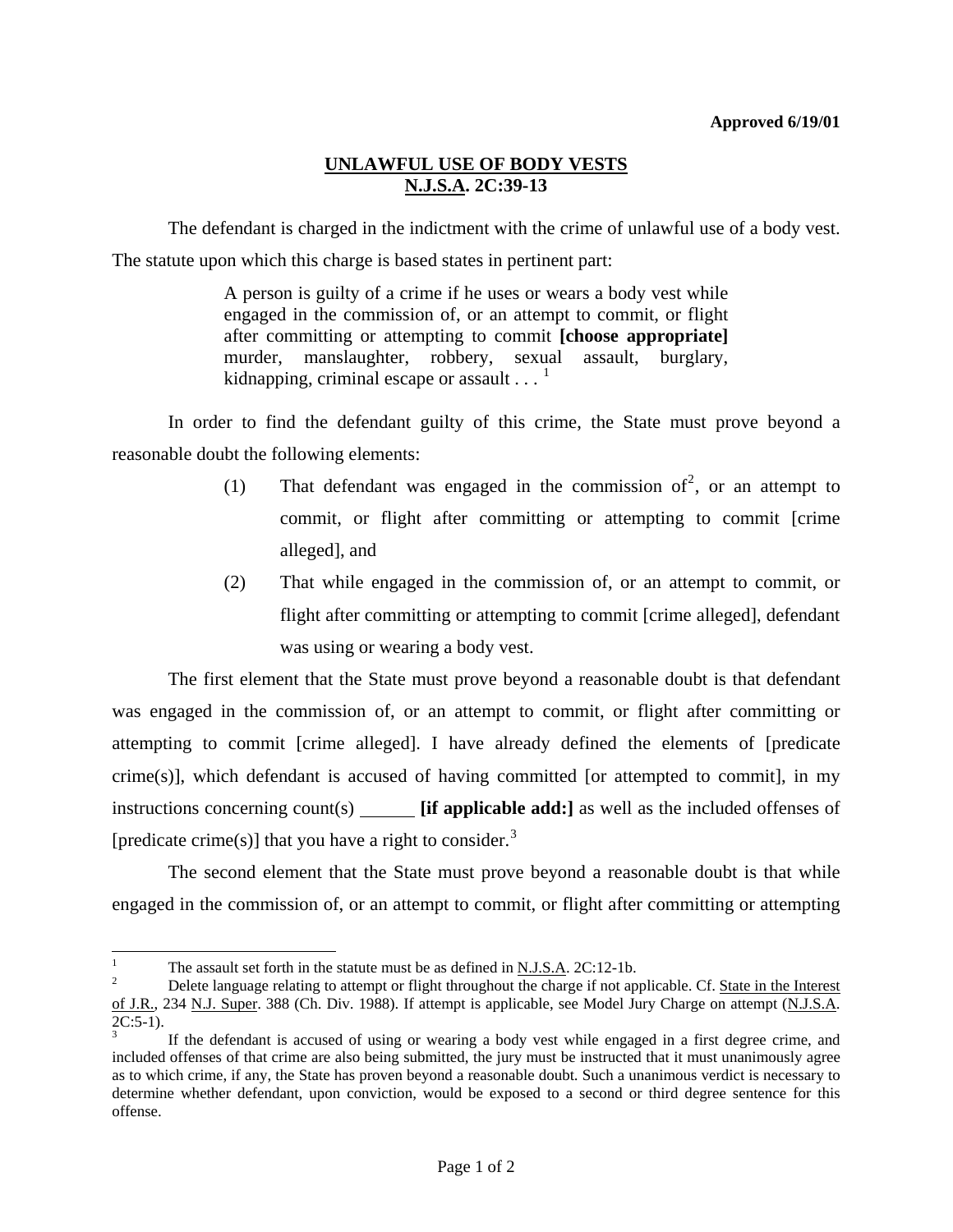Approved 6/19/01

# UNLAWFUL USE OF BODY VESTS
# N.J.S.A. 2C:39-13

The defendant is charged in the indictment with the crime of unlawful use of a body vest. The statute upon which this charge is based states in pertinent part:

> A person is guilty of a crime if he uses or wears a body vest while engaged in the commission of, or an attempt to commit, or flight after committing or attempting to commit **[choose appropriate]** murder, manslaughter, robbery, sexual assault, burglary, kidnapping, criminal escape or assault . . . [1]

In order to find the defendant guilty of this crime, the State must prove beyond a reasonable doubt the following elements:

(1) That defendant was engaged in the commission of[2], or an attempt to commit, or flight after committing or attempting to commit [crime alleged], and

(2) That while engaged in the commission of, or an attempt to commit, or flight after committing or attempting to commit [crime alleged], defendant was using or wearing a body vest.

The first element that the State must prove beyond a reasonable doubt is that defendant was engaged in the commission of, or an attempt to commit, or flight after committing or attempting to commit [crime alleged]. I have already defined the elements of [predicate crime(s)], which defendant is accused of having committed [or attempted to commit], in my instructions concerning count(s) ______ **[if applicable add:]** as well as the included offenses of [predicate crime(s)] that you have a right to consider.[3]

The second element that the State must prove beyond a reasonable doubt is that while engaged in the commission of, or an attempt to commit, or flight after committing or attempting

---

[1] The assault set forth in the statute must be as defined in N.J.S.A. 2C:12-1b.

[2] Delete language relating to attempt or flight throughout the charge if not applicable. Cf. State in the Interest of J.R., 234 N.J. Super. 388 (Ch. Div. 1988). If attempt is applicable, see Model Jury Charge on attempt (N.J.S.A. 2C:5-1).

[3] If the defendant is accused of using or wearing a body vest while engaged in a first degree crime, and included offenses of that crime are also being submitted, the jury must be instructed that it must unanimously agree as to which crime, if any, the State has proven beyond a reasonable doubt. Such a unanimous verdict is necessary to determine whether defendant, upon conviction, would be exposed to a second or third degree sentence for this offense.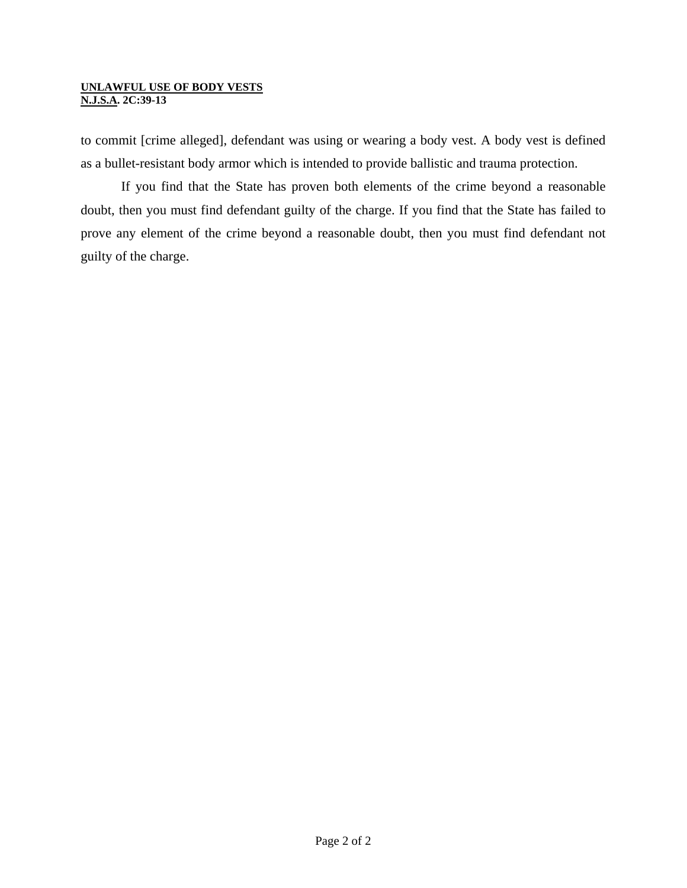to commit [crime alleged], defendant was using or wearing a body vest. A body vest is defined as a bullet-resistant body armor which is intended to provide ballistic and trauma protection.

If you find that the State has proven both elements of the crime beyond a reasonable doubt, then you must find defendant guilty of the charge. If you find that the State has failed to prove any element of the crime beyond a reasonable doubt, then you must find defendant not guilty of the charge.